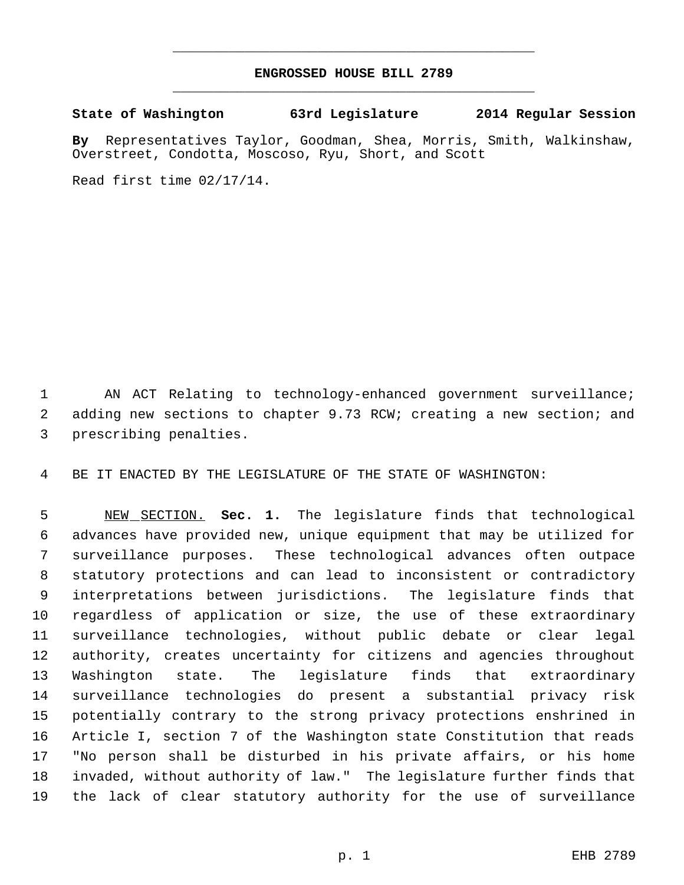# ENGROSSED HOUSE BILL 2789

**State of Washington 63rd Legislature 2014 Regular Session**

**By** Representatives Taylor, Goodman, Shea, Morris, Smith, Walkinshaw, Overstreet, Condotta, Moscoso, Ryu, Short, and Scott

Read first time 02/17/14.

AN ACT Relating to technology-enhanced government surveillance; adding new sections to chapter 9.73 RCW; creating a new section; and prescribing penalties.

BE IT ENACTED BY THE LEGISLATURE OF THE STATE OF WASHINGTON:

NEW SECTION. **Sec. 1.** The legislature finds that technological advances have provided new, unique equipment that may be utilized for surveillance purposes. These technological advances often outpace statutory protections and can lead to inconsistent or contradictory interpretations between jurisdictions. The legislature finds that regardless of application or size, the use of these extraordinary surveillance technologies, without public debate or clear legal authority, creates uncertainty for citizens and agencies throughout Washington state. The legislature finds that extraordinary surveillance technologies do present a substantial privacy risk potentially contrary to the strong privacy protections enshrined in Article I, section 7 of the Washington state Constitution that reads "No person shall be disturbed in his private affairs, or his home invaded, without authority of law." The legislature further finds that the lack of clear statutory authority for the use of surveillance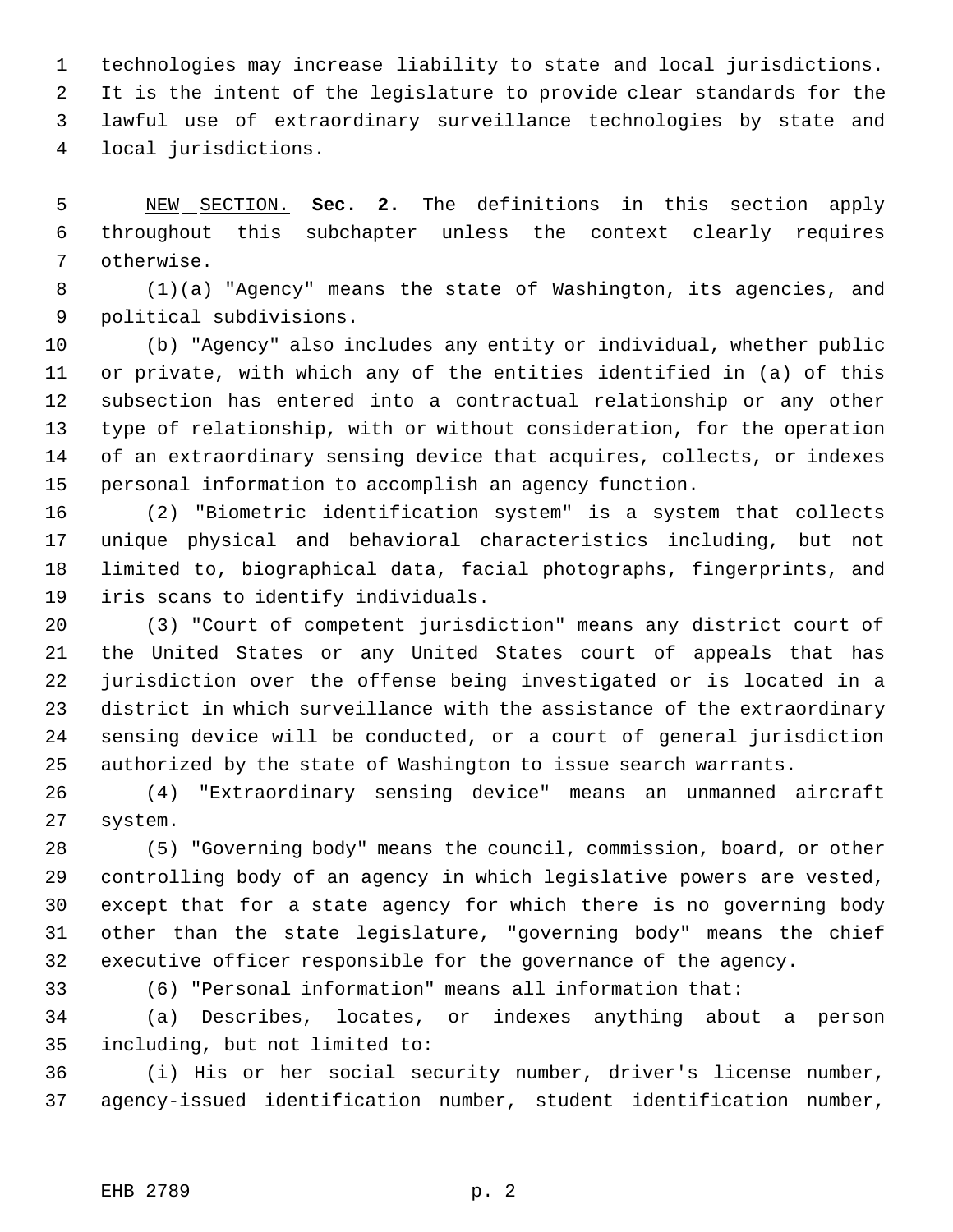technologies may increase liability to state and local jurisdictions. It is the intent of the legislature to provide clear standards for the lawful use of extraordinary surveillance technologies by state and local jurisdictions.

NEW SECTION. **Sec. 2.** The definitions in this section apply throughout this subchapter unless the context clearly requires otherwise.

(1)(a) "Agency" means the state of Washington, its agencies, and political subdivisions.

(b) "Agency" also includes any entity or individual, whether public or private, with which any of the entities identified in (a) of this subsection has entered into a contractual relationship or any other type of relationship, with or without consideration, for the operation of an extraordinary sensing device that acquires, collects, or indexes personal information to accomplish an agency function.

(2) "Biometric identification system" is a system that collects unique physical and behavioral characteristics including, but not limited to, biographical data, facial photographs, fingerprints, and iris scans to identify individuals.

(3) "Court of competent jurisdiction" means any district court of the United States or any United States court of appeals that has jurisdiction over the offense being investigated or is located in a district in which surveillance with the assistance of the extraordinary sensing device will be conducted, or a court of general jurisdiction authorized by the state of Washington to issue search warrants.

(4) "Extraordinary sensing device" means an unmanned aircraft system.

(5) "Governing body" means the council, commission, board, or other controlling body of an agency in which legislative powers are vested, except that for a state agency for which there is no governing body other than the state legislature, "governing body" means the chief executive officer responsible for the governance of the agency.

(6) "Personal information" means all information that:

(a) Describes, locates, or indexes anything about a person including, but not limited to:

(i) His or her social security number, driver's license number, agency-issued identification number, student identification number,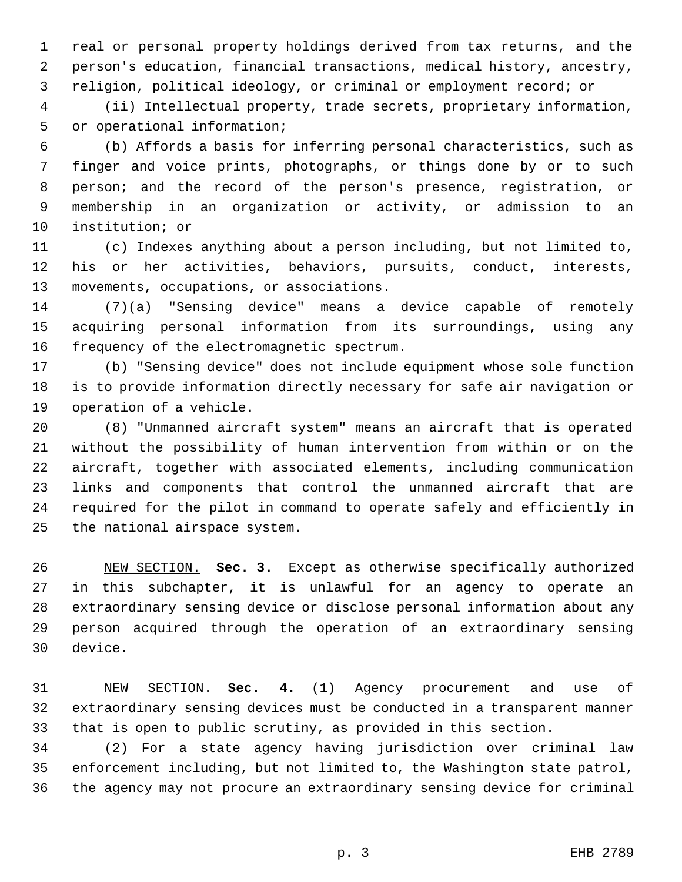real or personal property holdings derived from tax returns, and the person's education, financial transactions, medical history, ancestry, religion, political ideology, or criminal or employment record; or

(ii) Intellectual property, trade secrets, proprietary information, or operational information;

(b) Affords a basis for inferring personal characteristics, such as finger and voice prints, photographs, or things done by or to such person; and the record of the person's presence, registration, or membership in an organization or activity, or admission to an institution; or

(c) Indexes anything about a person including, but not limited to, his or her activities, behaviors, pursuits, conduct, interests, movements, occupations, or associations.

(7)(a) "Sensing device" means a device capable of remotely acquiring personal information from its surroundings, using any frequency of the electromagnetic spectrum.

(b) "Sensing device" does not include equipment whose sole function is to provide information directly necessary for safe air navigation or operation of a vehicle.

(8) "Unmanned aircraft system" means an aircraft that is operated without the possibility of human intervention from within or on the aircraft, together with associated elements, including communication links and components that control the unmanned aircraft that are required for the pilot in command to operate safely and efficiently in the national airspace system.

NEW SECTION. **Sec. 3.** Except as otherwise specifically authorized in this subchapter, it is unlawful for an agency to operate an extraordinary sensing device or disclose personal information about any person acquired through the operation of an extraordinary sensing device.

NEW SECTION. **Sec. 4.** (1) Agency procurement and use of extraordinary sensing devices must be conducted in a transparent manner that is open to public scrutiny, as provided in this section.

(2) For a state agency having jurisdiction over criminal law enforcement including, but not limited to, the Washington state patrol, the agency may not procure an extraordinary sensing device for criminal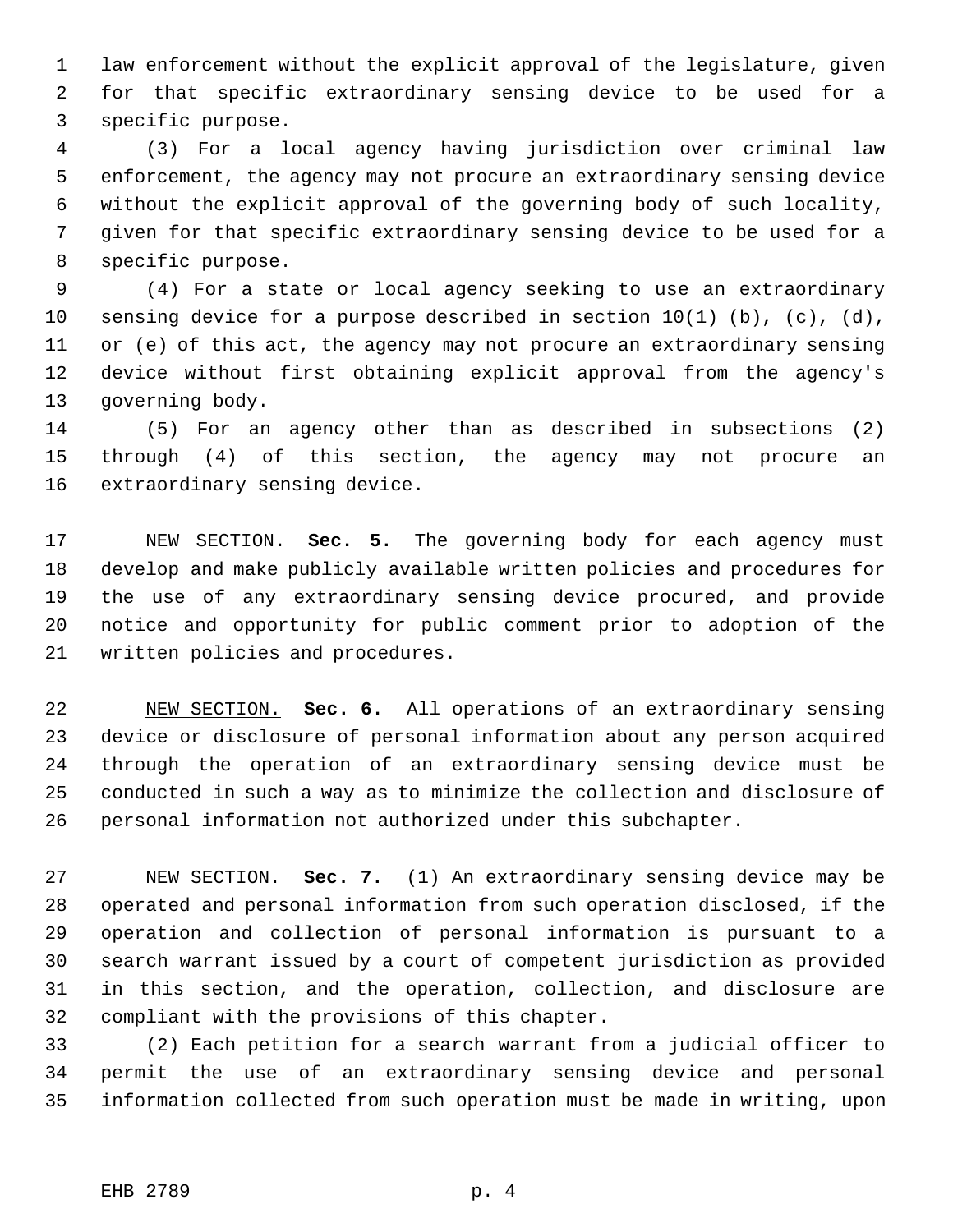law enforcement without the explicit approval of the legislature, given for that specific extraordinary sensing device to be used for a specific purpose.

(3) For a local agency having jurisdiction over criminal law enforcement, the agency may not procure an extraordinary sensing device without the explicit approval of the governing body of such locality, given for that specific extraordinary sensing device to be used for a specific purpose.

(4) For a state or local agency seeking to use an extraordinary sensing device for a purpose described in section 10(1) (b), (c), (d), or (e) of this act, the agency may not procure an extraordinary sensing device without first obtaining explicit approval from the agency's governing body.

(5) For an agency other than as described in subsections (2) through (4) of this section, the agency may not procure an extraordinary sensing device.

NEW SECTION. **Sec. 5.** The governing body for each agency must develop and make publicly available written policies and procedures for the use of any extraordinary sensing device procured, and provide notice and opportunity for public comment prior to adoption of the written policies and procedures.

NEW SECTION. **Sec. 6.** All operations of an extraordinary sensing device or disclosure of personal information about any person acquired through the operation of an extraordinary sensing device must be conducted in such a way as to minimize the collection and disclosure of personal information not authorized under this subchapter.

NEW SECTION. **Sec. 7.** (1) An extraordinary sensing device may be operated and personal information from such operation disclosed, if the operation and collection of personal information is pursuant to a search warrant issued by a court of competent jurisdiction as provided in this section, and the operation, collection, and disclosure are compliant with the provisions of this chapter.

(2) Each petition for a search warrant from a judicial officer to permit the use of an extraordinary sensing device and personal information collected from such operation must be made in writing, upon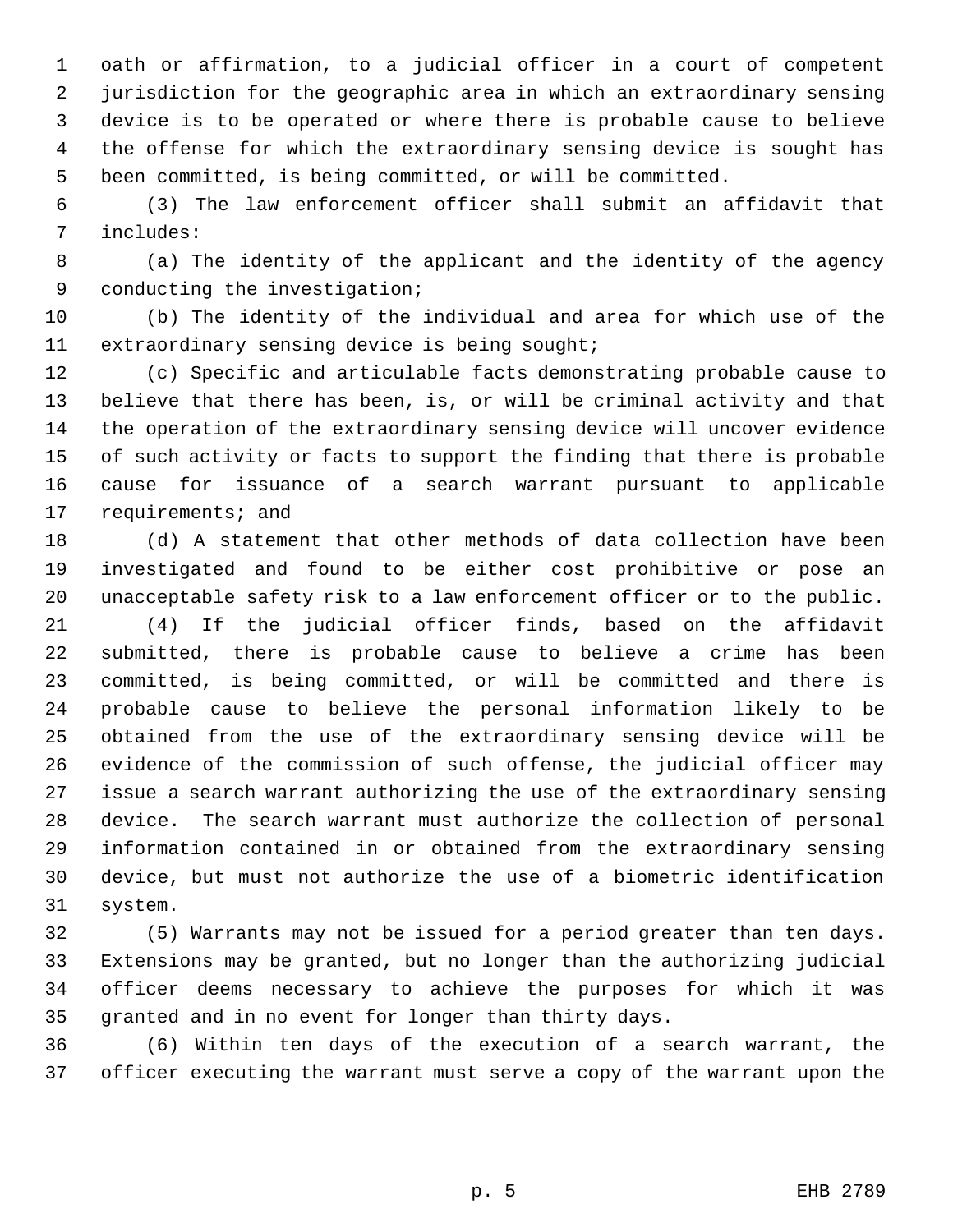oath or affirmation, to a judicial officer in a court of competent jurisdiction for the geographic area in which an extraordinary sensing device is to be operated or where there is probable cause to believe the offense for which the extraordinary sensing device is sought has been committed, is being committed, or will be committed.

(3) The law enforcement officer shall submit an affidavit that includes:

(a) The identity of the applicant and the identity of the agency conducting the investigation;

(b) The identity of the individual and area for which use of the extraordinary sensing device is being sought;

(c) Specific and articulable facts demonstrating probable cause to believe that there has been, is, or will be criminal activity and that the operation of the extraordinary sensing device will uncover evidence of such activity or facts to support the finding that there is probable cause for issuance of a search warrant pursuant to applicable requirements; and

(d) A statement that other methods of data collection have been investigated and found to be either cost prohibitive or pose an unacceptable safety risk to a law enforcement officer or to the public.

(4) If the judicial officer finds, based on the affidavit submitted, there is probable cause to believe a crime has been committed, is being committed, or will be committed and there is probable cause to believe the personal information likely to be obtained from the use of the extraordinary sensing device will be evidence of the commission of such offense, the judicial officer may issue a search warrant authorizing the use of the extraordinary sensing device. The search warrant must authorize the collection of personal information contained in or obtained from the extraordinary sensing device, but must not authorize the use of a biometric identification system.

(5) Warrants may not be issued for a period greater than ten days. Extensions may be granted, but no longer than the authorizing judicial officer deems necessary to achieve the purposes for which it was granted and in no event for longer than thirty days.

(6) Within ten days of the execution of a search warrant, the officer executing the warrant must serve a copy of the warrant upon the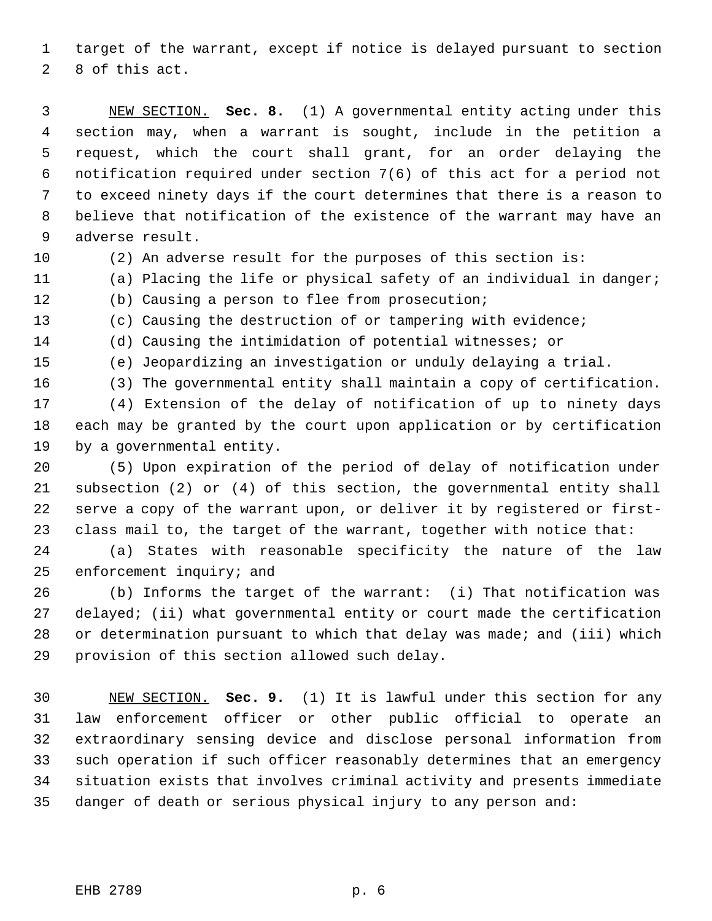target of the warrant, except if notice is delayed pursuant to section 8 of this act.

NEW SECTION. **Sec. 8.** (1) A governmental entity acting under this section may, when a warrant is sought, include in the petition a request, which the court shall grant, for an order delaying the notification required under section 7(6) of this act for a period not to exceed ninety days if the court determines that there is a reason to believe that notification of the existence of the warrant may have an adverse result.

(2) An adverse result for the purposes of this section is:

(a) Placing the life or physical safety of an individual in danger;

(b) Causing a person to flee from prosecution;

(c) Causing the destruction of or tampering with evidence;

(d) Causing the intimidation of potential witnesses; or

(e) Jeopardizing an investigation or unduly delaying a trial.

(3) The governmental entity shall maintain a copy of certification.

(4) Extension of the delay of notification of up to ninety days each may be granted by the court upon application or by certification by a governmental entity.

(5) Upon expiration of the period of delay of notification under subsection (2) or (4) of this section, the governmental entity shall serve a copy of the warrant upon, or deliver it by registered or first-class mail to, the target of the warrant, together with notice that:

(a) States with reasonable specificity the nature of the law enforcement inquiry; and

(b) Informs the target of the warrant: (i) That notification was delayed; (ii) what governmental entity or court made the certification or determination pursuant to which that delay was made; and (iii) which provision of this section allowed such delay.

NEW SECTION. **Sec. 9.** (1) It is lawful under this section for any law enforcement officer or other public official to operate an extraordinary sensing device and disclose personal information from such operation if such officer reasonably determines that an emergency situation exists that involves criminal activity and presents immediate danger of death or serious physical injury to any person and: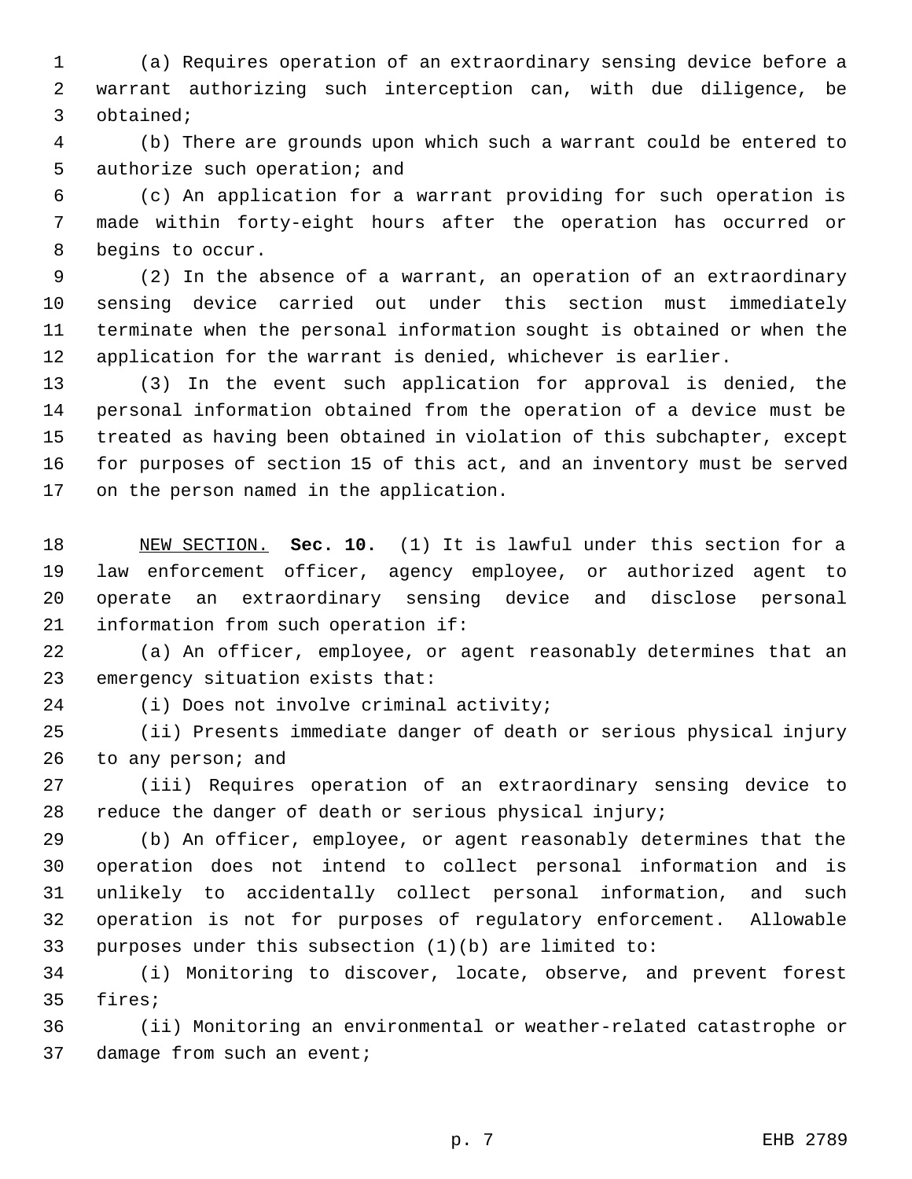(a) Requires operation of an extraordinary sensing device before a warrant authorizing such interception can, with due diligence, be obtained;

(b) There are grounds upon which such a warrant could be entered to authorize such operation; and

(c) An application for a warrant providing for such operation is made within forty-eight hours after the operation has occurred or begins to occur.

(2) In the absence of a warrant, an operation of an extraordinary sensing device carried out under this section must immediately terminate when the personal information sought is obtained or when the application for the warrant is denied, whichever is earlier.

(3) In the event such application for approval is denied, the personal information obtained from the operation of a device must be treated as having been obtained in violation of this subchapter, except for purposes of section 15 of this act, and an inventory must be served on the person named in the application.

NEW SECTION. **Sec. 10.** (1) It is lawful under this section for a law enforcement officer, agency employee, or authorized agent to operate an extraordinary sensing device and disclose personal information from such operation if:

(a) An officer, employee, or agent reasonably determines that an emergency situation exists that:

(i) Does not involve criminal activity;

(ii) Presents immediate danger of death or serious physical injury to any person; and

(iii) Requires operation of an extraordinary sensing device to reduce the danger of death or serious physical injury;

(b) An officer, employee, or agent reasonably determines that the operation does not intend to collect personal information and is unlikely to accidentally collect personal information, and such operation is not for purposes of regulatory enforcement. Allowable purposes under this subsection (1)(b) are limited to:

(i) Monitoring to discover, locate, observe, and prevent forest fires;

(ii) Monitoring an environmental or weather-related catastrophe or damage from such an event;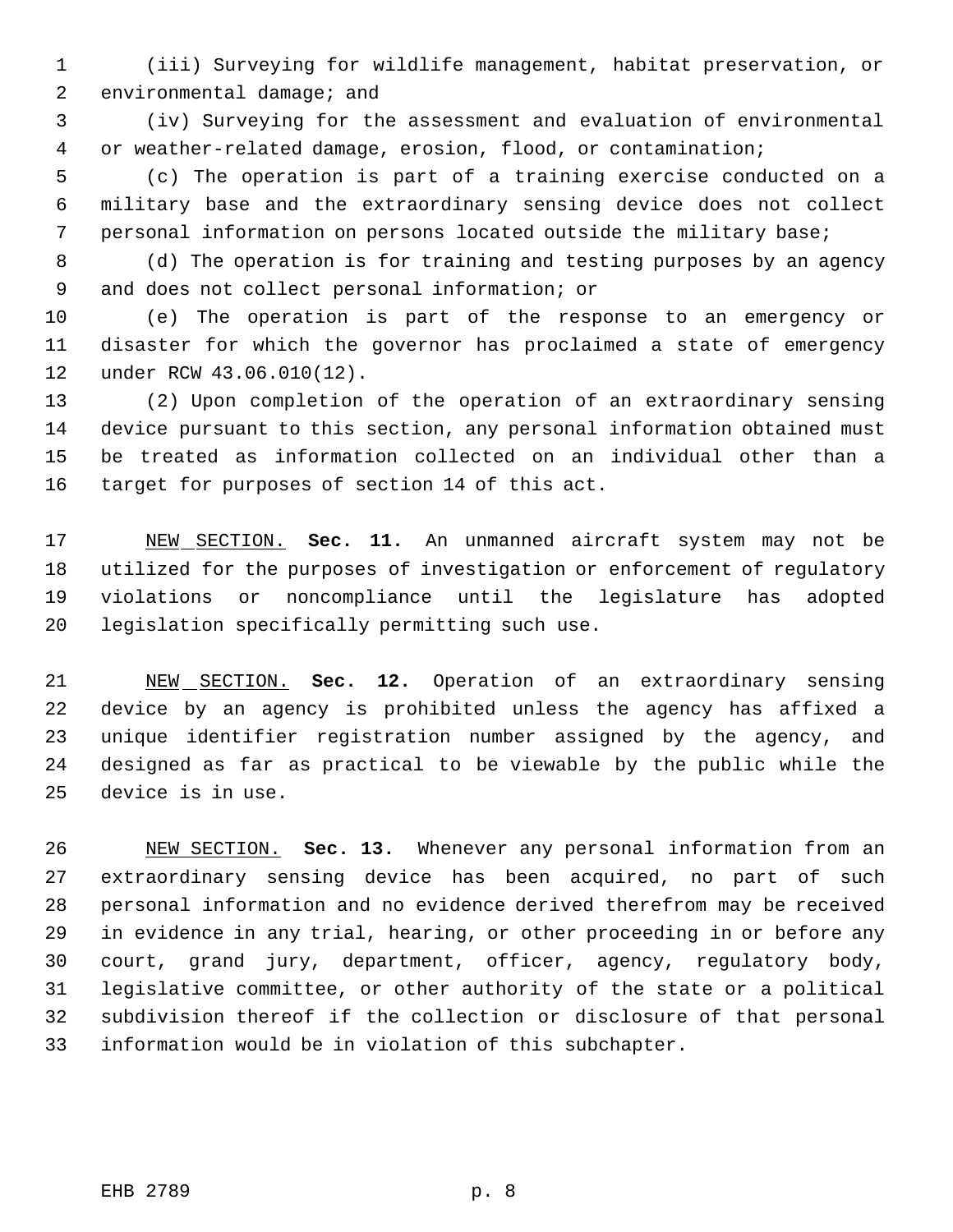(iii) Surveying for wildlife management, habitat preservation, or environmental damage; and

(iv) Surveying for the assessment and evaluation of environmental or weather-related damage, erosion, flood, or contamination;

(c) The operation is part of a training exercise conducted on a military base and the extraordinary sensing device does not collect personal information on persons located outside the military base;

(d) The operation is for training and testing purposes by an agency and does not collect personal information; or

(e) The operation is part of the response to an emergency or disaster for which the governor has proclaimed a state of emergency under RCW 43.06.010(12).

(2) Upon completion of the operation of an extraordinary sensing device pursuant to this section, any personal information obtained must be treated as information collected on an individual other than a target for purposes of section 14 of this act.

NEW SECTION. **Sec. 11.** An unmanned aircraft system may not be utilized for the purposes of investigation or enforcement of regulatory violations or noncompliance until the legislature has adopted legislation specifically permitting such use.

NEW SECTION. **Sec. 12.** Operation of an extraordinary sensing device by an agency is prohibited unless the agency has affixed a unique identifier registration number assigned by the agency, and designed as far as practical to be viewable by the public while the device is in use.

NEW SECTION. **Sec. 13.** Whenever any personal information from an extraordinary sensing device has been acquired, no part of such personal information and no evidence derived therefrom may be received in evidence in any trial, hearing, or other proceeding in or before any court, grand jury, department, officer, agency, regulatory body, legislative committee, or other authority of the state or a political subdivision thereof if the collection or disclosure of that personal information would be in violation of this subchapter.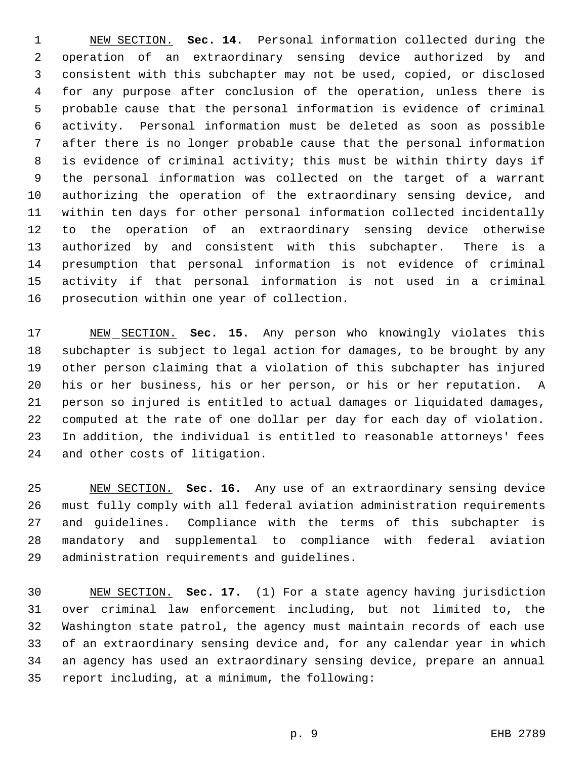NEW SECTION. **Sec. 14.** Personal information collected during the operation of an extraordinary sensing device authorized by and consistent with this subchapter may not be used, copied, or disclosed for any purpose after conclusion of the operation, unless there is probable cause that the personal information is evidence of criminal activity. Personal information must be deleted as soon as possible after there is no longer probable cause that the personal information is evidence of criminal activity; this must be within thirty days if the personal information was collected on the target of a warrant authorizing the operation of the extraordinary sensing device, and within ten days for other personal information collected incidentally to the operation of an extraordinary sensing device otherwise authorized by and consistent with this subchapter. There is a presumption that personal information is not evidence of criminal activity if that personal information is not used in a criminal prosecution within one year of collection.

NEW SECTION. **Sec. 15.** Any person who knowingly violates this subchapter is subject to legal action for damages, to be brought by any other person claiming that a violation of this subchapter has injured his or her business, his or her person, or his or her reputation. A person so injured is entitled to actual damages or liquidated damages, computed at the rate of one dollar per day for each day of violation. In addition, the individual is entitled to reasonable attorneys' fees and other costs of litigation.

NEW SECTION. **Sec. 16.** Any use of an extraordinary sensing device must fully comply with all federal aviation administration requirements and guidelines. Compliance with the terms of this subchapter is mandatory and supplemental to compliance with federal aviation administration requirements and guidelines.

NEW SECTION. **Sec. 17.** (1) For a state agency having jurisdiction over criminal law enforcement including, but not limited to, the Washington state patrol, the agency must maintain records of each use of an extraordinary sensing device and, for any calendar year in which an agency has used an extraordinary sensing device, prepare an annual report including, at a minimum, the following: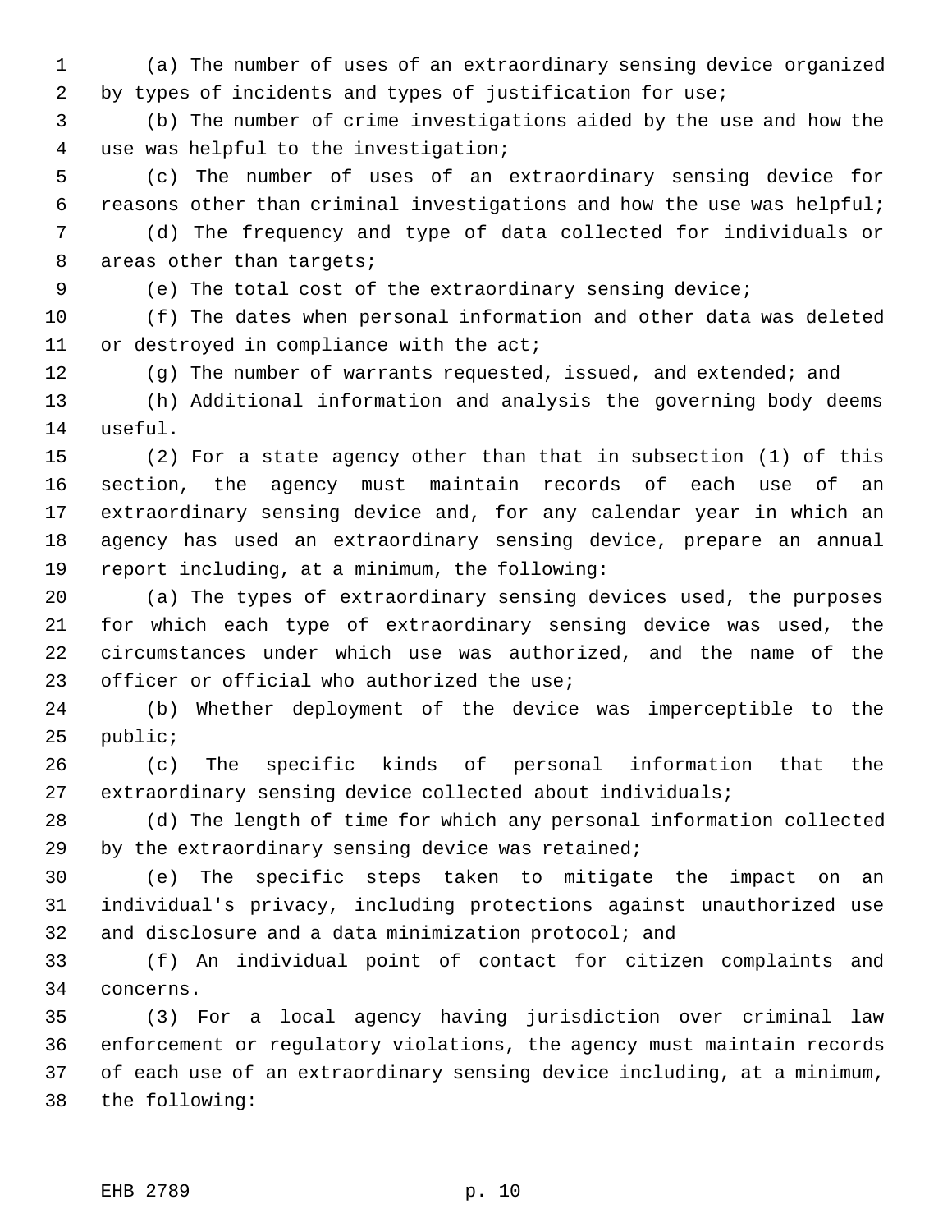(a) The number of uses of an extraordinary sensing device organized by types of incidents and types of justification for use;

(b) The number of crime investigations aided by the use and how the use was helpful to the investigation;

(c) The number of uses of an extraordinary sensing device for reasons other than criminal investigations and how the use was helpful;

(d) The frequency and type of data collected for individuals or areas other than targets;

(e) The total cost of the extraordinary sensing device;

(f) The dates when personal information and other data was deleted or destroyed in compliance with the act;

(g) The number of warrants requested, issued, and extended; and

(h) Additional information and analysis the governing body deems useful.

(2) For a state agency other than that in subsection (1) of this section, the agency must maintain records of each use of an extraordinary sensing device and, for any calendar year in which an agency has used an extraordinary sensing device, prepare an annual report including, at a minimum, the following:

(a) The types of extraordinary sensing devices used, the purposes for which each type of extraordinary sensing device was used, the circumstances under which use was authorized, and the name of the officer or official who authorized the use;

(b) Whether deployment of the device was imperceptible to the public;

(c) The specific kinds of personal information that the extraordinary sensing device collected about individuals;

(d) The length of time for which any personal information collected by the extraordinary sensing device was retained;

(e) The specific steps taken to mitigate the impact on an individual's privacy, including protections against unauthorized use and disclosure and a data minimization protocol; and

(f) An individual point of contact for citizen complaints and concerns.

(3) For a local agency having jurisdiction over criminal law enforcement or regulatory violations, the agency must maintain records of each use of an extraordinary sensing device including, at a minimum, the following: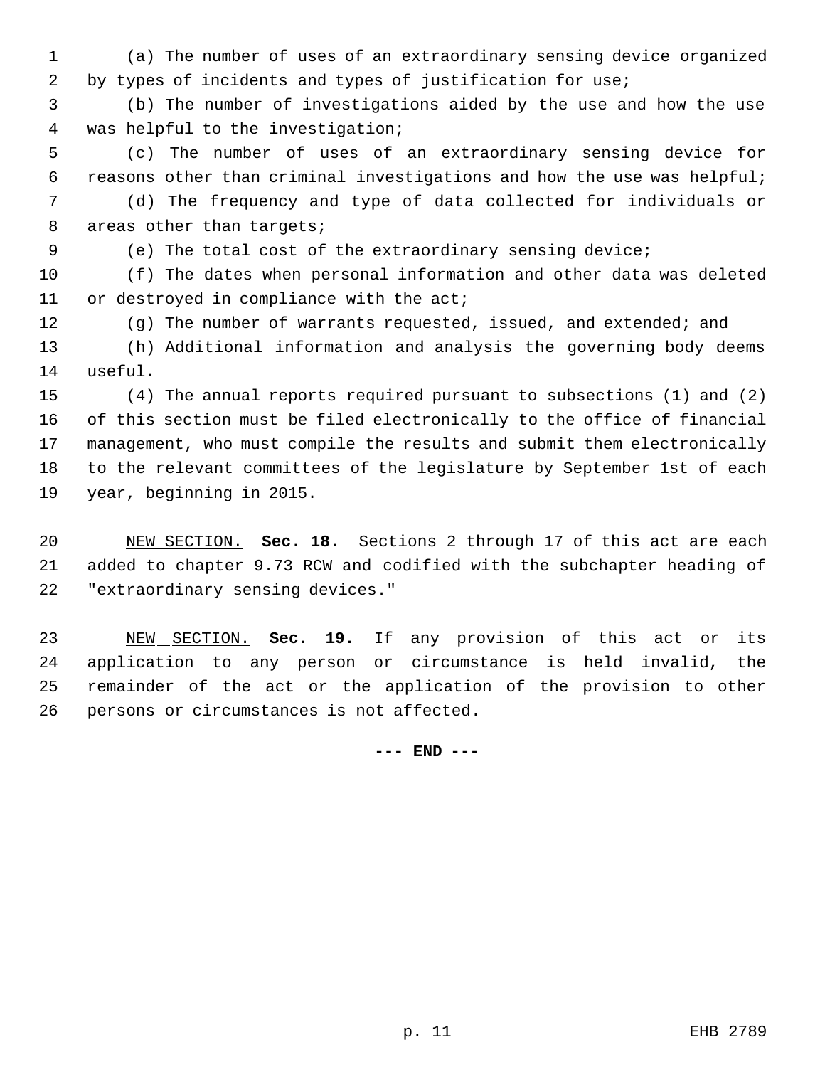(a) The number of uses of an extraordinary sensing device organized by types of incidents and types of justification for use;

(b) The number of investigations aided by the use and how the use was helpful to the investigation;

(c) The number of uses of an extraordinary sensing device for reasons other than criminal investigations and how the use was helpful;

(d) The frequency and type of data collected for individuals or areas other than targets;

(e) The total cost of the extraordinary sensing device;

(f) The dates when personal information and other data was deleted or destroyed in compliance with the act;

(g) The number of warrants requested, issued, and extended; and

(h) Additional information and analysis the governing body deems useful.

(4) The annual reports required pursuant to subsections (1) and (2) of this section must be filed electronically to the office of financial management, who must compile the results and submit them electronically to the relevant committees of the legislature by September 1st of each year, beginning in 2015.

NEW SECTION. **Sec. 18.** Sections 2 through 17 of this act are each added to chapter 9.73 RCW and codified with the subchapter heading of "extraordinary sensing devices."

NEW SECTION. **Sec. 19.** If any provision of this act or its application to any person or circumstance is held invalid, the remainder of the act or the application of the provision to other persons or circumstances is not affected.

**--- END ---**